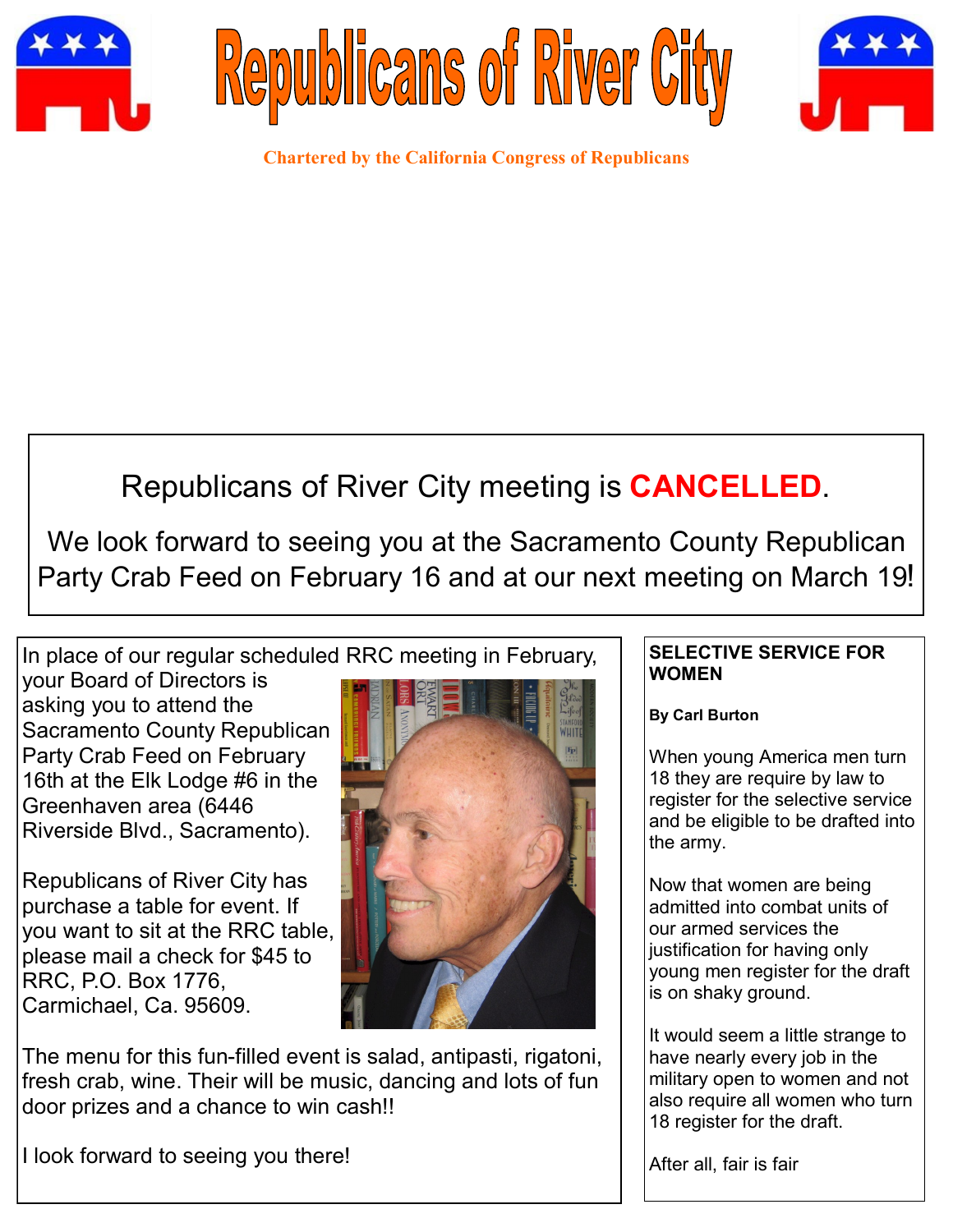# Republicans of River City

**Chartered by the California Congress of Republicans**

Republicans of River City meeting is **CANCELLED**.

We look forward to seeing you at the Sacramento County Republican Party Crab Feed on February 16 and at our next meeting on March 19!

In place of our regular scheduled RRC meeting in February, your Board of Directors is asking you to attend the Sacramento County Republican Party Crab Feed on February 16th at the Elk Lodge #6 in the Greenhaven area (6446 Riverside Blvd., Sacramento).

Republicans of River City has purchase a table for event. If you want to sit at the RRC table, please mail a check for $45 to RRC, P.O. Box 1776, Carmichael, Ca. 95609.

The menu for this fun-filled event is salad, antipasti, rigatoni, fresh crab, wine. Their will be music, dancing and lots of fun door prizes and a chance to win cash!!

I look forward to seeing you there!

**SELECTIVE SERVICE FOR WOMEN**

**By Carl Burton**

When young America men turn 18 they are require by law to register for the selective service and be eligible to be drafted into the army.

Now that women are being admitted into combat units of our armed services the justification for having only young men register for the draft is on shaky ground.

It would seem a little strange to have nearly every job in the military open to women and not also require all women who turn 18 register for the draft.

After all, fair is fair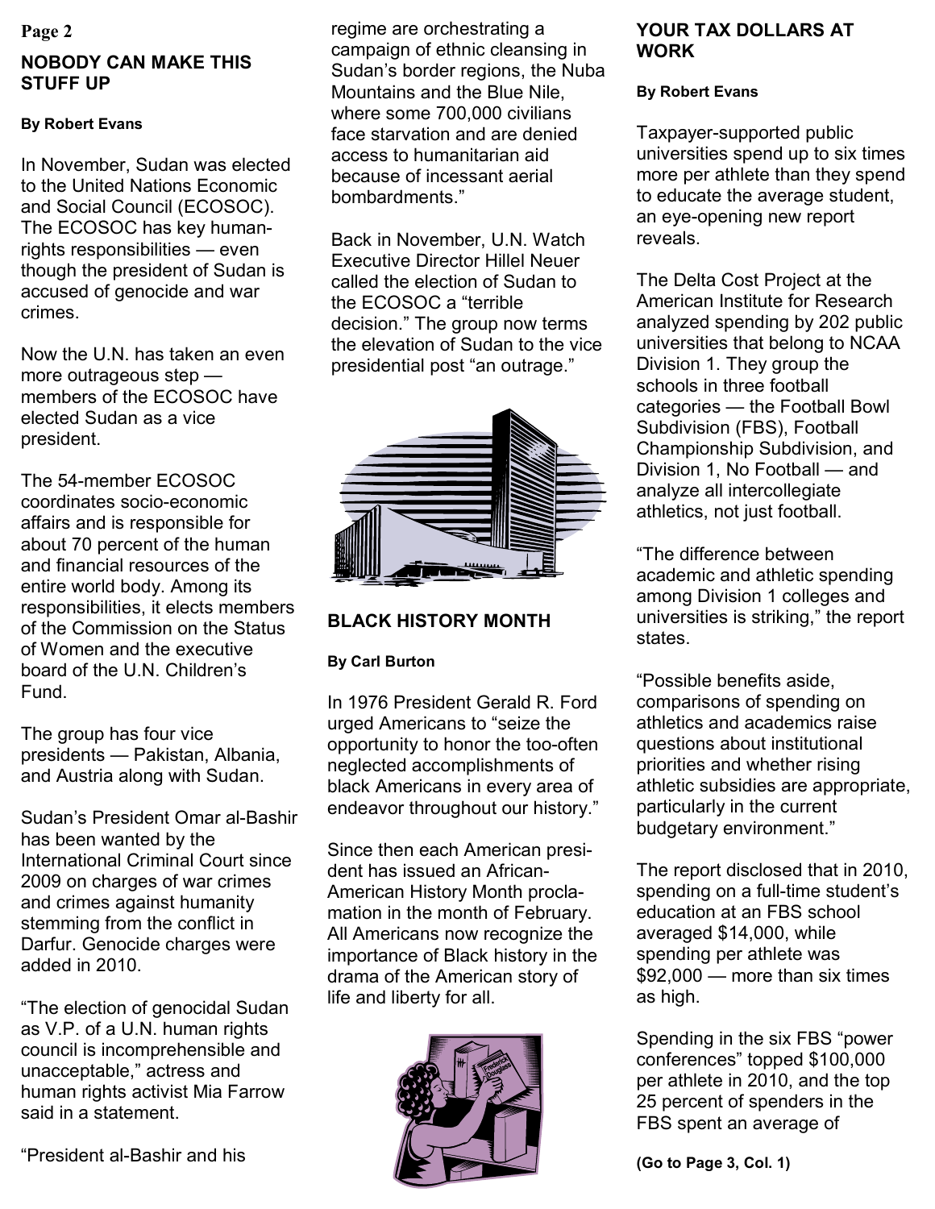## NOBODY CAN MAKE THIS STUFF UP

**By Robert Evans**

In November, Sudan was elected to the United Nations Economic and Social Council (ECOSOC). The ECOSOC has key human-rights responsibilities — even though the president of Sudan is accused of genocide and war crimes.

Now the U.N. has taken an even more outrageous step — members of the ECOSOC have elected Sudan as a vice president.

The 54-member ECOSOC coordinates socio-economic affairs and is responsible for about 70 percent of the human and financial resources of the entire world body. Among its responsibilities, it elects members of the Commission on the Status of Women and the executive board of the U.N. Children's Fund.

The group has four vice presidents — Pakistan, Albania, and Austria along with Sudan.

Sudan's President Omar al-Bashir has been wanted by the International Criminal Court since 2009 on charges of war crimes and crimes against humanity stemming from the conflict in Darfur. Genocide charges were added in 2010.

"The election of genocidal Sudan as V.P. of a U.N. human rights council is incomprehensible and unacceptable," actress and human rights activist Mia Farrow said in a statement.

"President al-Bashir and his regime are orchestrating a campaign of ethnic cleansing in Sudan's border regions, the Nuba Mountains and the Blue Nile, where some 700,000 civilians face starvation and are denied access to humanitarian aid because of incessant aerial bombardments."

Back in November, U.N. Watch Executive Director Hillel Neuer called the election of Sudan to the ECOSOC a "terrible decision." The group now terms the elevation of Sudan to the vice presidential post "an outrage."

## BLACK HISTORY MONTH

**By Carl Burton**

In 1976 President Gerald R. Ford urged Americans to "seize the opportunity to honor the too-often neglected accomplishments of black Americans in every area of endeavor throughout our history."

Since then each American president has issued an African-American History Month proclamation in the month of February. All Americans now recognize the importance of Black history in the drama of the American story of life and liberty for all.

## YOUR TAX DOLLARS AT WORK

**By Robert Evans**

Taxpayer-supported public universities spend up to six times more per athlete than they spend to educate the average student, an eye-opening new report reveals.

The Delta Cost Project at the American Institute for Research analyzed spending by 202 public universities that belong to NCAA Division 1. They group the schools in three football categories — the Football Bowl Subdivision (FBS), Football Championship Subdivision, and Division 1, No Football — and analyze all intercollegiate athletics, not just football.

"The difference between academic and athletic spending among Division 1 colleges and universities is striking," the report states.

"Possible benefits aside, comparisons of spending on athletics and academics raise questions about institutional priorities and whether rising athletic subsidies are appropriate, particularly in the current budgetary environment."

The report disclosed that in 2010, spending on a full-time student's education at an FBS school averaged $14,000, while spending per athlete was $92,000 — more than six times as high.

Spending in the six FBS "power conferences" topped $100,000 per athlete in 2010, and the top 25 percent of spenders in the FBS spent an average of

**(Go to Page 3, Col. 1)**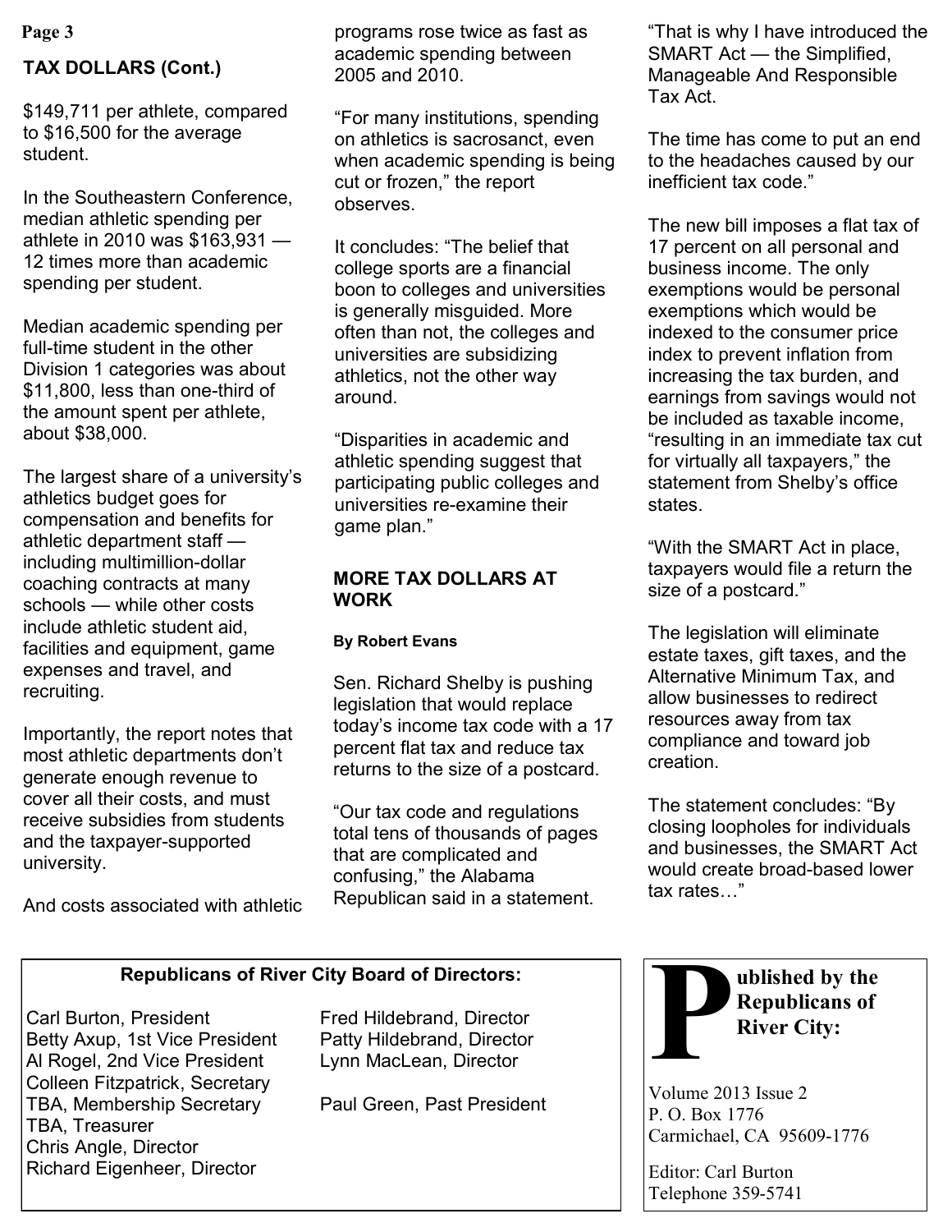## TAX DOLLARS (Cont.)

$149,711 per athlete, compared to $16,500 for the average student.

In the Southeastern Conference, median athletic spending per athlete in 2010 was $163,931 — 12 times more than academic spending per student.

Median academic spending per full-time student in the other Division 1 categories was about $11,800, less than one-third of the amount spent per athlete, about $38,000.

The largest share of a university's athletics budget goes for compensation and benefits for athletic department staff — including multimillion-dollar coaching contracts at many schools — while other costs include athletic student aid, facilities and equipment, game expenses and travel, and recruiting.

Importantly, the report notes that most athletic departments don't generate enough revenue to cover all their costs, and must receive subsidies from students and the taxpayer-supported university.

And costs associated with athletic programs rose twice as fast as academic spending between 2005 and 2010.

"For many institutions, spending on athletics is sacrosanct, even when academic spending is being cut or frozen," the report observes.

It concludes: "The belief that college sports are a financial boon to colleges and universities is generally misguided. More often than not, the colleges and universities are subsidizing athletics, not the other way around.

"Disparities in academic and athletic spending suggest that participating public colleges and universities re-examine their game plan."

## MORE TAX DOLLARS AT WORK

**By Robert Evans**

Sen. Richard Shelby is pushing legislation that would replace today's income tax code with a 17 percent flat tax and reduce tax returns to the size of a postcard.

"Our tax code and regulations total tens of thousands of pages that are complicated and confusing," the Alabama Republican said in a statement.

"That is why I have introduced the SMART Act — the Simplified, Manageable And Responsible Tax Act.

The time has come to put an end to the headaches caused by our inefficient tax code."

The new bill imposes a flat tax of 17 percent on all personal and business income. The only exemptions would be personal exemptions which would be indexed to the consumer price index to prevent inflation from increasing the tax burden, and earnings from savings would not be included as taxable income, "resulting in an immediate tax cut for virtually all taxpayers," the statement from Shelby's office states.

"With the SMART Act in place, taxpayers would file a return the size of a postcard."

The legislation will eliminate estate taxes, gift taxes, and the Alternative Minimum Tax, and allow businesses to redirect resources away from tax compliance and toward job creation.

The statement concludes: "By closing loopholes for individuals and businesses, the SMART Act would create broad-based lower tax rates…"

---

**Republicans of River City Board of Directors:**

Carl Burton, President
Betty Axup, 1st Vice President
Al Rogel, 2nd Vice President
Colleen Fitzpatrick, Secretary
TBA, Membership Secretary
TBA, Treasurer
Chris Angle, Director
Richard Eigenheer, Director
Fred Hildebrand, Director
Patty Hildebrand, Director
Lynn MacLean, Director

Paul Green, Past President

---

**Published by the Republicans of River City:**

Volume 2013 Issue 2
P. O. Box 1776
Carmichael, CA 95609-1776

Editor: Carl Burton
Telephone 359-5741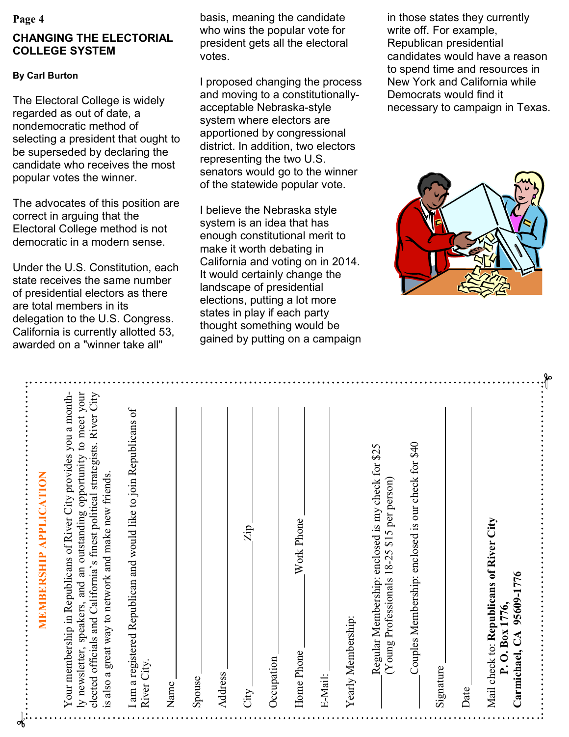## CHANGING THE ELECTORIAL COLLEGE SYSTEM

**By Carl Burton**

The Electoral College is widely regarded as out of date, a nondemocratic method of selecting a president that ought to be superseded by declaring the candidate who receives the most popular votes the winner.

The advocates of this position are correct in arguing that the Electoral College method is not democratic in a modern sense.

Under the U.S. Constitution, each state receives the same number of presidential electors as there are total members in its delegation to the U.S. Congress. California is currently allotted 53, awarded on a "winner take all" basis, meaning the candidate who wins the popular vote for president gets all the electoral votes.

I proposed changing the process and moving to a constitutionally-acceptable Nebraska-style system where electors are apportioned by congressional district. In addition, two electors representing the two U.S. senators would go to the winner of the statewide popular vote.

I believe the Nebraska style system is an idea that has enough constitutional merit to make it worth debating in California and voting on in 2014. It would certainly change the landscape of presidential elections, putting a lot more states in play if each party thought something would be gained by putting on a campaign in those states they currently write off. For example, Republican presidential candidates would have a reason to spend time and resources in New York and California while Democrats would find it necessary to campaign in Texas.

---

## MEMBERSHIP APPLICATION

Your membership in Republicans of River City provides you a monthly newsletter, speakers, and an outstanding opportunity to meet your elected officials and California's finest political strategists. River City is also a great way to network and make new friends.

I am a registered Republican and would like to join Republicans of River City.

Name ______________________

Spouse ______________________

Address ______________________

City ______________ Zip ______________

Occupation ______________________

Home Phone ______________ Work Phone ______________

E-Mail: ______________________

Yearly Membership:

____ Regular Membership: enclosed is my check for $25 (Young Professionals 18-25 $15 per person)

____ Couples Membership: enclosed is our check for $40

Signature ______________________

Date ______________________

Mail check to: **Republicans of River City**
**P. O. Box 1776,**
**Carmichael, CA 95609-1776**